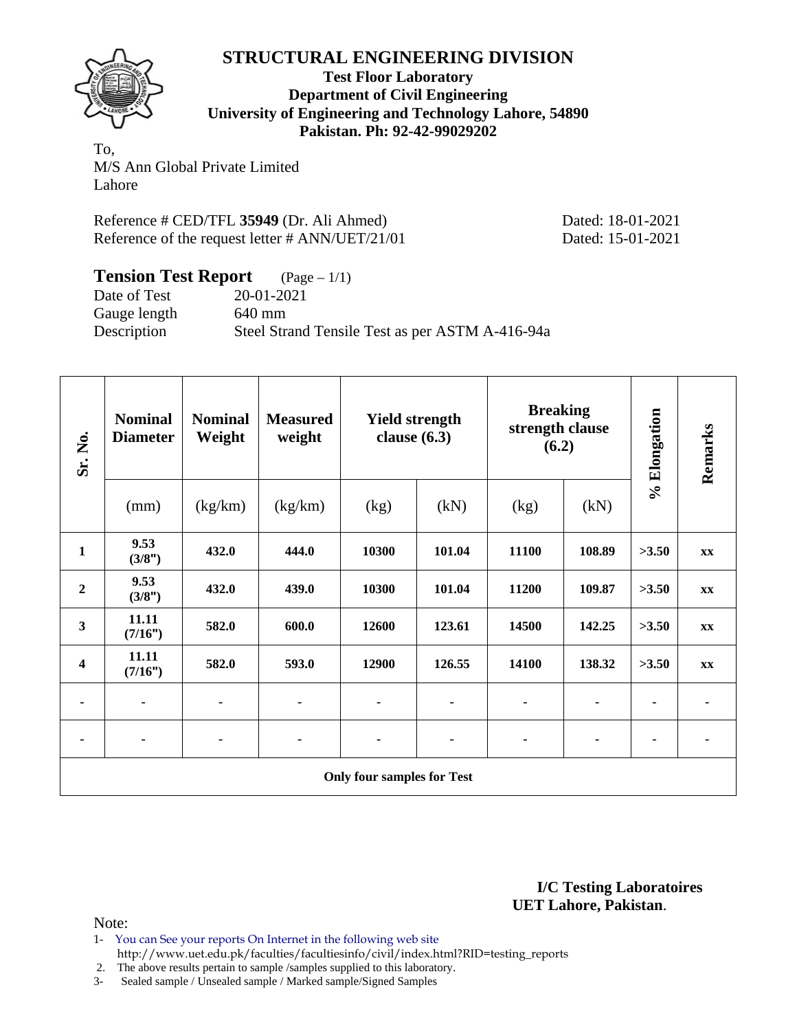# STRUCTURAL ENGINEERING DIVISION

**Test Floor Laboratory**
**Department of Civil Engineering**
**University of Engineering and Technology Lahore, 54890**
**Pakistan. Ph: 92-42-99029202**

To,
M/S Ann Global Private Limited
Lahore

Reference # CED/TFL **35949** (Dr. Ali Ahmed) Dated: 18-01-2021
Reference of the request letter # ANN/UET/21/01 Dated: 15-01-2021

## Tension Test Report (Page – 1/1)

Date of Test 20-01-2021
Gauge length 640 mm
Description Steel Strand Tensile Test as per ASTM A-416-94a

| Sr. No. | Nominal Diameter | Nominal Weight | Measured weight | Yield strength clause (6.3) | | Breaking strength clause (6.2) | | % Elongation | Remarks |
|---|---|---|---|---|---|---|---|---|---|
| | (mm) | (kg/km) | (kg/km) | (kg) | (kN) | (kg) | (kN) | | |
| **1** | **9.53 (3/8")** | **432.0** | **444.0** | **10300** | **101.04** | **11100** | **108.89** | **>3.50** | **xx** |
| **2** | **9.53 (3/8")** | **432.0** | **439.0** | **10300** | **101.04** | **11200** | **109.87** | **>3.50** | **xx** |
| **3** | **11.11 (7/16")** | **582.0** | **600.0** | **12600** | **123.61** | **14500** | **142.25** | **>3.50** | **xx** |
| **4** | **11.11 (7/16")** | **582.0** | **593.0** | **12900** | **126.55** | **14100** | **138.32** | **>3.50** | **xx** |
| - | - | - | - | - | - | - | - | - | - |
| - | - | - | - | - | - | - | - | - | - |
| **Only four samples for Test** | | | | | | | | | |

**I/C Testing Laboratoires**
**UET Lahore, Pakistan**.

Note:
1- You can See your reports On Internet in the following web site
http://www.uet.edu.pk/faculties/facultiesinfo/civil/index.html?RID=testing_reports
2. The above results pertain to sample /samples supplied to this laboratory.
3- Sealed sample / Unsealed sample / Marked sample/Signed Samples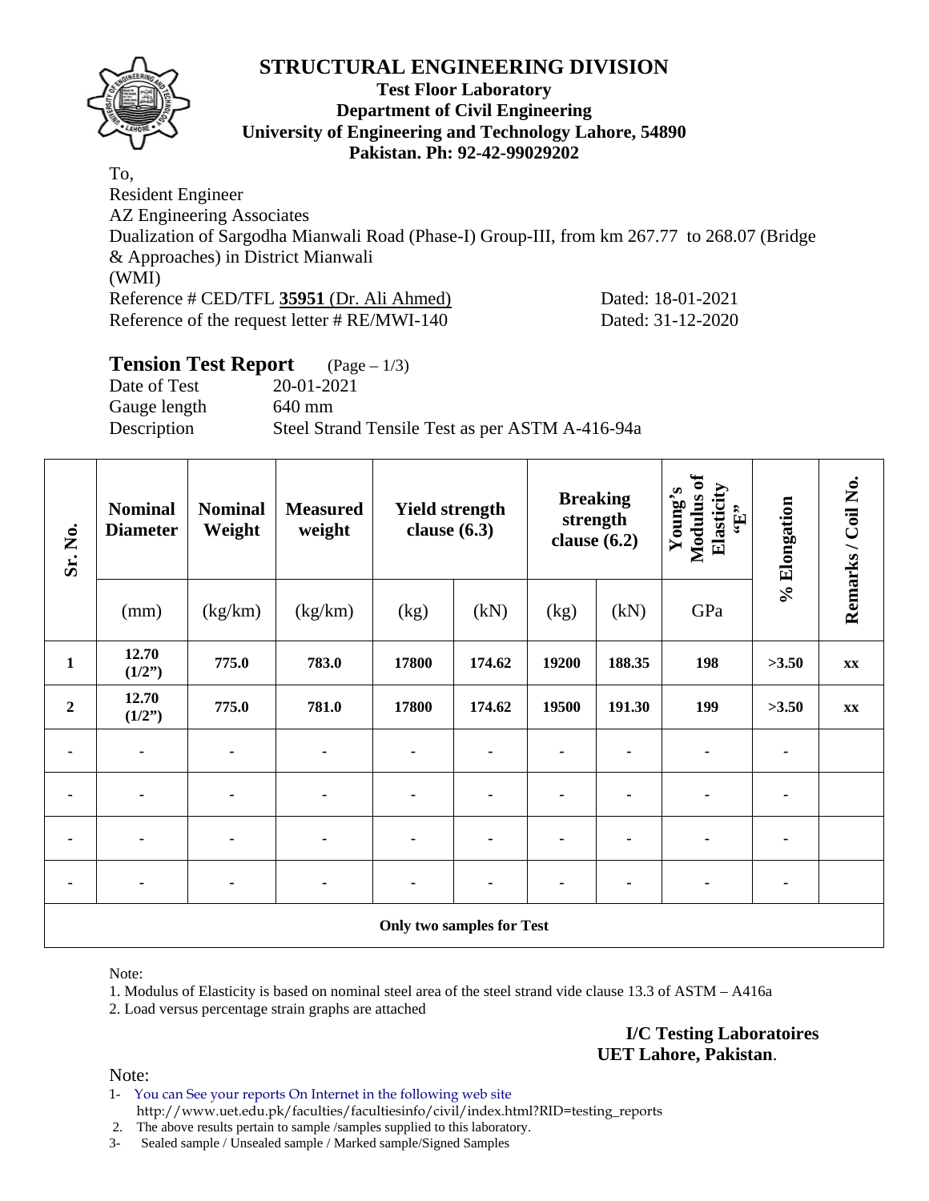# STRUCTURAL ENGINEERING DIVISION

**Test Floor Laboratory**
**Department of Civil Engineering**
**University of Engineering and Technology Lahore, 54890**
**Pakistan. Ph: 92-42-99029202**

To,
Resident Engineer
AZ Engineering Associates
Dualization of Sargodha Mianwali Road (Phase-I) Group-III, from km 267.77 to 268.07 (Bridge & Approaches) in District Mianwali
(WMI)
Reference # CED/TFL **35951** (Dr. Ali Ahmed) Dated: 18-01-2021
Reference of the request letter # RE/MWI-140 Dated: 31-12-2020

## Tension Test Report (Page – 1/3)

Date of Test 20-01-2021
Gauge length 640 mm
Description Steel Strand Tensile Test as per ASTM A-416-94a

| Sr. No. | Nominal Diameter | Nominal Weight | Measured weight | Yield strength clause (6.3) | | Breaking strength clause (6.2) | | Young's Modulus of Elasticity "E" | % Elongation | Remarks / Coil No. |
|---|---|---|---|---|---|---|---|---|---|---|
| | (mm) | (kg/km) | (kg/km) | (kg) | (kN) | (kg) | (kN) | GPa | | |
| **1** | **12.70 (1/2")** | **775.0** | **783.0** | **17800** | **174.62** | **19200** | **188.35** | **198** | **>3.50** | **xx** |
| **2** | **12.70 (1/2")** | **775.0** | **781.0** | **17800** | **174.62** | **19500** | **191.30** | **199** | **>3.50** | **xx** |
| - | - | - | - | - | - | - | - | - | - | |
| - | - | - | - | - | - | - | - | - | - | |
| - | - | - | - | - | - | - | - | - | - | |
| - | - | - | - | - | - | - | - | - | - | |
| **Only two samples for Test** | | | | | | | | | | |

Note:

1. Modulus of Elasticity is based on nominal steel area of the steel strand vide clause 13.3 of ASTM – A416a
2. Load versus percentage strain graphs are attached

**I/C Testing Laboratoires**
**UET Lahore, Pakistan**.

Note:

1- You can See your reports On Internet in the following web site
http://www.uet.edu.pk/faculties/facultiesinfo/civil/index.html?RID=testing_reports
2. The above results pertain to sample /samples supplied to this laboratory.
3- Sealed sample / Unsealed sample / Marked sample/Signed Samples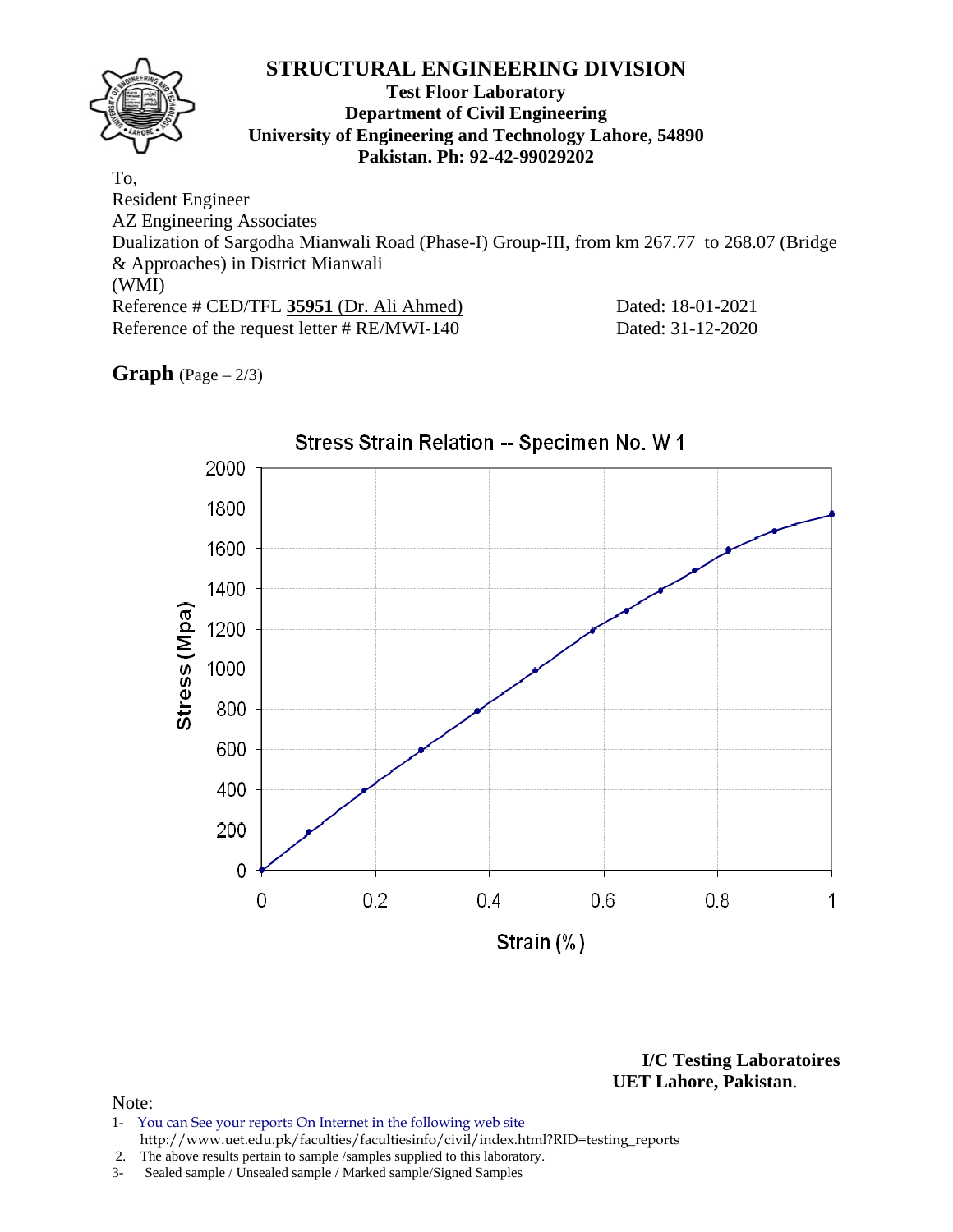# STRUCTURAL ENGINEERING DIVISION

**Test Floor Laboratory**
**Department of Civil Engineering**
**University of Engineering and Technology Lahore, 54890**
**Pakistan. Ph: 92-42-99029202**

To,
Resident Engineer
AZ Engineering Associates
Dualization of Sargodha Mianwali Road (Phase-I) Group-III, from km 267.77 to 268.07 (Bridge & Approaches) in District Mianwali
(WMI)
Reference # CED/TFL **35951** (Dr. Ali Ahmed) Dated: 18-01-2021
Reference of the request letter # RE/MWI-140 Dated: 31-12-2020

**Graph** (Page – 2/3)

Stress Strain Relation -- Specimen No. W 1

Stress (Mpa)

Strain (%)

**I/C Testing Laboratoires**
**UET Lahore, Pakistan**.

Note:
1- You can See your reports On Internet in the following web site
http://www.uet.edu.pk/faculties/facultiesinfo/civil/index.html?RID=testing_reports
2. The above results pertain to sample /samples supplied to this laboratory.
3- Sealed sample / Unsealed sample / Marked sample/Signed Samples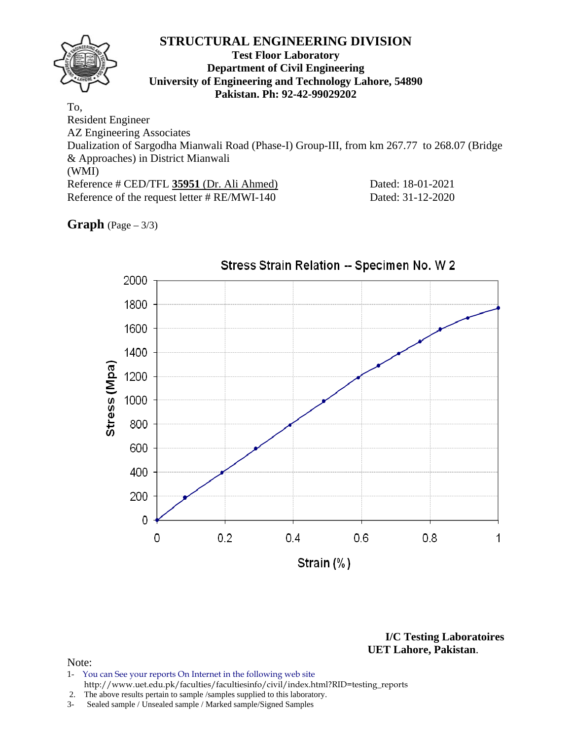# STRUCTURAL ENGINEERING DIVISION

**Test Floor Laboratory**
**Department of Civil Engineering**
**University of Engineering and Technology Lahore, 54890**
**Pakistan. Ph: 92-42-99029202**

To,
Resident Engineer
AZ Engineering Associates
Dualization of Sargodha Mianwali Road (Phase-I) Group-III, from km 267.77 to 268.07 (Bridge & Approaches) in District Mianwali
(WMI)

Reference # CED/TFL **35951** (Dr. Ali Ahmed) Dated: 18-01-2021
Reference of the request letter # RE/MWI-140 Dated: 31-12-2020

**Graph** (Page – 3/3)

Stress Strain Relation -- Specimen No. W 2

Stress (Mpa)

2000
1800
1600
1400
1200
1000
800
600
400
200
0

0
0.2
0.4
0.6
0.8
1

Strain (%)

**I/C Testing Laboratoires**
**UET Lahore, Pakistan**.

Note:
1- You can See your reports On Internet in the following web site
http://www.uet.edu.pk/faculties/facultiesinfo/civil/index.html?RID=testing_reports
2. The above results pertain to sample /samples supplied to this laboratory.
3- Sealed sample / Unsealed sample / Marked sample/Signed Samples